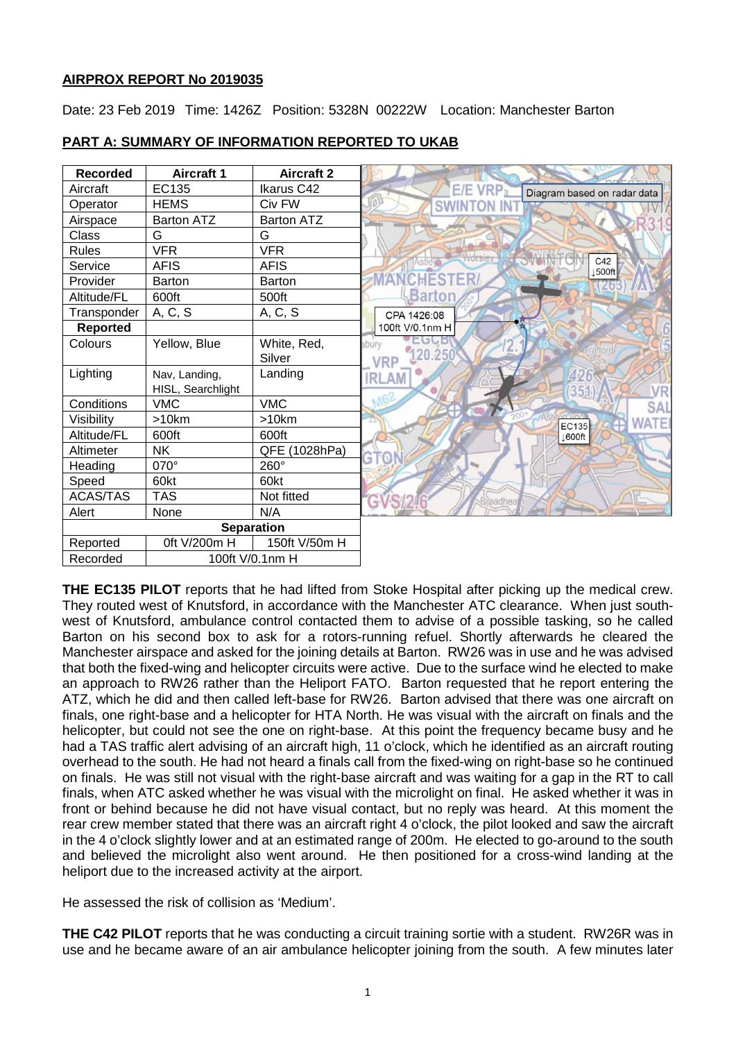**AIRPROX REPORT No 2019035**

Date: 23 Feb 2019 Time: 1426Z Position: 5328N 00222W Location: Manchester Barton

**PART A: SUMMARY OF INFORMATION REPORTED TO UKAB**

| Recorded | Aircraft 1 | Aircraft 2 |
|---|---|---|
| Aircraft | EC135 | Ikarus C42 |
| Operator | HEMS | Civ FW |
| Airspace | Barton ATZ | Barton ATZ |
| Class | G | G |
| Rules | VFR | VFR |
| Service | AFIS | AFIS |
| Provider | Barton | Barton |
| Altitude/FL | 600ft | 500ft |
| Transponder | A, C, S | A, C, S |
| **Reported** | | |
| Colours | Yellow, Blue | White, Red, Silver |
| Lighting | Nav, Landing, HISL, Searchlight | Landing |
| Conditions | VMC | VMC |
| Visibility | >10km | >10km |
| Altitude/FL | 600ft | 600ft |
| Altimeter | NK | QFE (1028hPa) |
| Heading | 070° | 260° |
| Speed | 60kt | 60kt |
| ACAS/TAS | TAS | Not fitted |
| Alert | None | N/A |
| **Separation** | | |
| Reported | 0ft V/200m H | 150ft V/50m H |
| Recorded | 100ft V/0.1nm H | |

Diagram based on radar data

CPA 1426:08
100ft V/0.1nm H

C42
↓500ft

EC135
↓600ft

**THE EC135 PILOT** reports that he had lifted from Stoke Hospital after picking up the medical crew. They routed west of Knutsford, in accordance with the Manchester ATC clearance. When just south-west of Knutsford, ambulance control contacted them to advise of a possible tasking, so he called Barton on his second box to ask for a rotors-running refuel. Shortly afterwards he cleared the Manchester airspace and asked for the joining details at Barton. RW26 was in use and he was advised that both the fixed-wing and helicopter circuits were active. Due to the surface wind he elected to make an approach to RW26 rather than the Heliport FATO. Barton requested that he report entering the ATZ, which he did and then called left-base for RW26. Barton advised that there was one aircraft on finals, one right-base and a helicopter for HTA North. He was visual with the aircraft on finals and the helicopter, but could not see the one on right-base. At this point the frequency became busy and he had a TAS traffic alert advising of an aircraft high, 11 o'clock, which he identified as an aircraft routing overhead to the south. He had not heard a finals call from the fixed-wing on right-base so he continued on finals. He was still not visual with the right-base aircraft and was waiting for a gap in the RT to call finals, when ATC asked whether he was visual with the microlight on final. He asked whether it was in front or behind because he did not have visual contact, but no reply was heard. At this moment the rear crew member stated that there was an aircraft right 4 o'clock, the pilot looked and saw the aircraft in the 4 o'clock slightly lower and at an estimated range of 200m. He elected to go-around to the south and believed the microlight also went around. He then positioned for a cross-wind landing at the heliport due to the increased activity at the airport.

He assessed the risk of collision as 'Medium'.

**THE C42 PILOT** reports that he was conducting a circuit training sortie with a student. RW26R was in use and he became aware of an air ambulance helicopter joining from the south. A few minutes later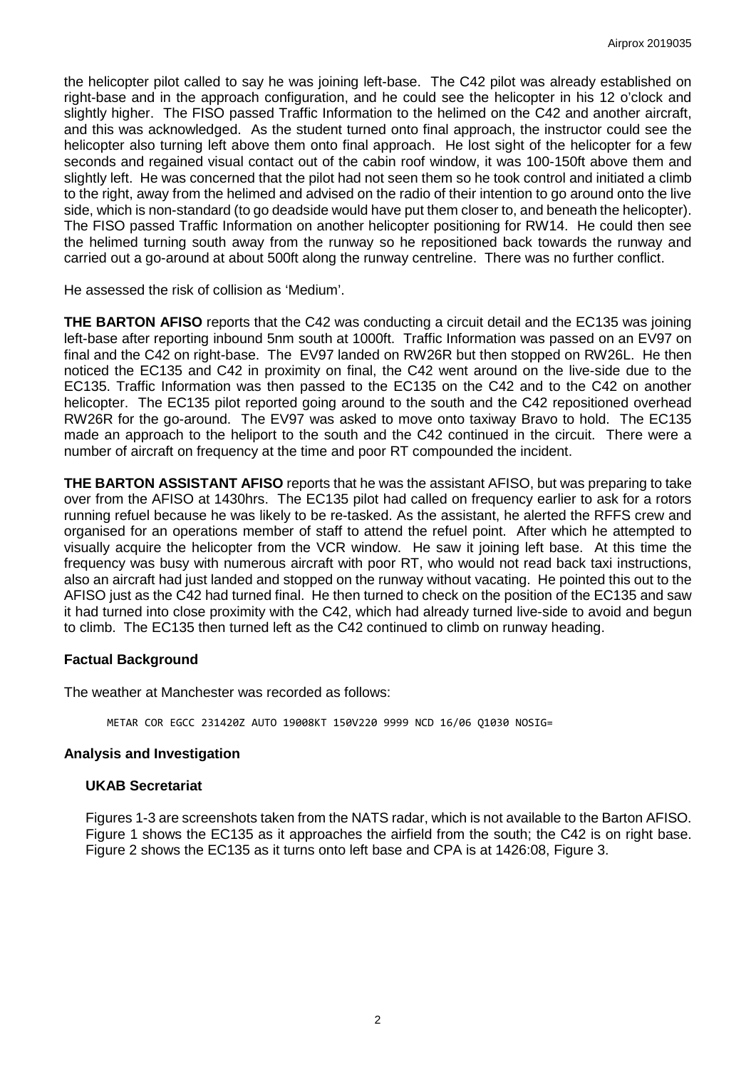the helicopter pilot called to say he was joining left-base. The C42 pilot was already established on right-base and in the approach configuration, and he could see the helicopter in his 12 o'clock and slightly higher. The FISO passed Traffic Information to the helimed on the C42 and another aircraft, and this was acknowledged. As the student turned onto final approach, the instructor could see the helicopter also turning left above them onto final approach. He lost sight of the helicopter for a few seconds and regained visual contact out of the cabin roof window, it was 100-150ft above them and slightly left. He was concerned that the pilot had not seen them so he took control and initiated a climb to the right, away from the helimed and advised on the radio of their intention to go around onto the live side, which is non-standard (to go deadside would have put them closer to, and beneath the helicopter). The FISO passed Traffic Information on another helicopter positioning for RW14. He could then see the helimed turning south away from the runway so he repositioned back towards the runway and carried out a go-around at about 500ft along the runway centreline. There was no further conflict.

He assessed the risk of collision as 'Medium'.

**THE BARTON AFISO** reports that the C42 was conducting a circuit detail and the EC135 was joining left-base after reporting inbound 5nm south at 1000ft. Traffic Information was passed on an EV97 on final and the C42 on right-base. The EV97 landed on RW26R but then stopped on RW26L. He then noticed the EC135 and C42 in proximity on final, the C42 went around on the live-side due to the EC135. Traffic Information was then passed to the EC135 on the C42 and to the C42 on another helicopter. The EC135 pilot reported going around to the south and the C42 repositioned overhead RW26R for the go-around. The EV97 was asked to move onto taxiway Bravo to hold. The EC135 made an approach to the heliport to the south and the C42 continued in the circuit. There were a number of aircraft on frequency at the time and poor RT compounded the incident.

**THE BARTON ASSISTANT AFISO** reports that he was the assistant AFISO, but was preparing to take over from the AFISO at 1430hrs. The EC135 pilot had called on frequency earlier to ask for a rotors running refuel because he was likely to be re-tasked. As the assistant, he alerted the RFFS crew and organised for an operations member of staff to attend the refuel point. After which he attempted to visually acquire the helicopter from the VCR window. He saw it joining left base. At this time the frequency was busy with numerous aircraft with poor RT, who would not read back taxi instructions, also an aircraft had just landed and stopped on the runway without vacating. He pointed this out to the AFISO just as the C42 had turned final. He then turned to check on the position of the EC135 and saw it had turned into close proximity with the C42, which had already turned live-side to avoid and begun to climb. The EC135 then turned left as the C42 continued to climb on runway heading.

## Factual Background

The weather at Manchester was recorded as follows:

```
METAR COR EGCC 231420Z AUTO 19008KT 150V220 9999 NCD 16/06 Q1030 NOSIG=
```

## Analysis and Investigation

### UKAB Secretariat

Figures 1-3 are screenshots taken from the NATS radar, which is not available to the Barton AFISO. Figure 1 shows the EC135 as it approaches the airfield from the south; the C42 is on right base. Figure 2 shows the EC135 as it turns onto left base and CPA is at 1426:08, Figure 3.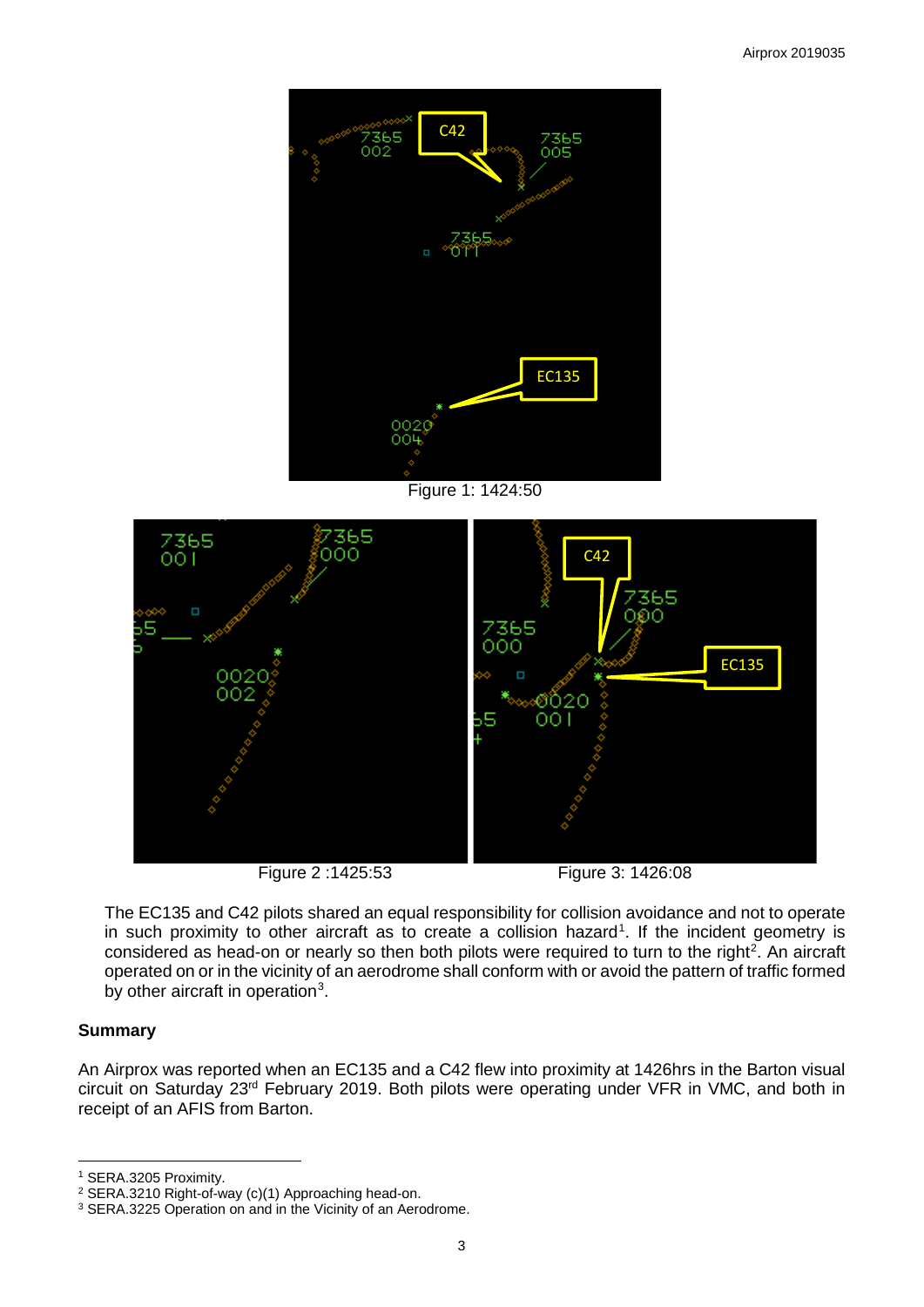Figure 1: 1424:50

Figure 2 :1425:53

Figure 3: 1426:08

The EC135 and C42 pilots shared an equal responsibility for collision avoidance and not to operate in such proximity to other aircraft as to create a collision hazard[1]. If the incident geometry is considered as head-on or nearly so then both pilots were required to turn to the right[2]. An aircraft operated on or in the vicinity of an aerodrome shall conform with or avoid the pattern of traffic formed by other aircraft in operation[3].

**Summary**

An Airprox was reported when an EC135 and a C42 flew into proximity at 1426hrs in the Barton visual circuit on Saturday 23rd February 2019. Both pilots were operating under VFR in VMC, and both in receipt of an AFIS from Barton.

---

[1] SERA.3205 Proximity.

[2] SERA.3210 Right-of-way (c)(1) Approaching head-on.

[3] SERA.3225 Operation on and in the Vicinity of an Aerodrome.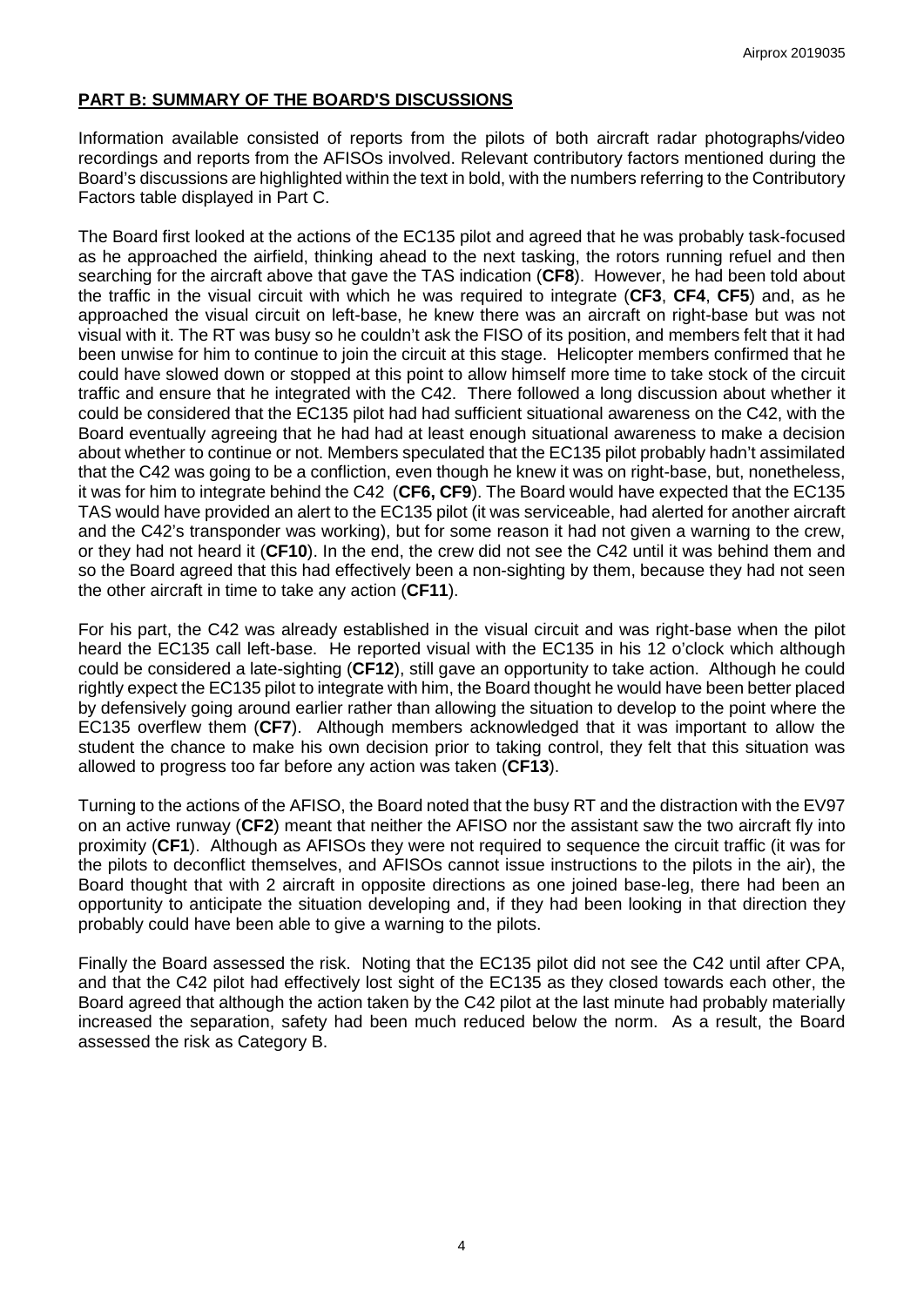## PART B: SUMMARY OF THE BOARD'S DISCUSSIONS

Information available consisted of reports from the pilots of both aircraft radar photographs/video recordings and reports from the AFISOs involved. Relevant contributory factors mentioned during the Board's discussions are highlighted within the text in bold, with the numbers referring to the Contributory Factors table displayed in Part C.

The Board first looked at the actions of the EC135 pilot and agreed that he was probably task-focused as he approached the airfield, thinking ahead to the next tasking, the rotors running refuel and then searching for the aircraft above that gave the TAS indication (**CF8**). However, he had been told about the traffic in the visual circuit with which he was required to integrate (**CF3**, **CF4**, **CF5**) and, as he approached the visual circuit on left-base, he knew there was an aircraft on right-base but was not visual with it. The RT was busy so he couldn't ask the FISO of its position, and members felt that it had been unwise for him to continue to join the circuit at this stage. Helicopter members confirmed that he could have slowed down or stopped at this point to allow himself more time to take stock of the circuit traffic and ensure that he integrated with the C42. There followed a long discussion about whether it could be considered that the EC135 pilot had had sufficient situational awareness on the C42, with the Board eventually agreeing that he had had at least enough situational awareness to make a decision about whether to continue or not. Members speculated that the EC135 pilot probably hadn't assimilated that the C42 was going to be a confliction, even though he knew it was on right-base, but, nonetheless, it was for him to integrate behind the C42 (**CF6, CF9**). The Board would have expected that the EC135 TAS would have provided an alert to the EC135 pilot (it was serviceable, had alerted for another aircraft and the C42's transponder was working), but for some reason it had not given a warning to the crew, or they had not heard it (**CF10**). In the end, the crew did not see the C42 until it was behind them and so the Board agreed that this had effectively been a non-sighting by them, because they had not seen the other aircraft in time to take any action (**CF11**).

For his part, the C42 was already established in the visual circuit and was right-base when the pilot heard the EC135 call left-base. He reported visual with the EC135 in his 12 o'clock which although could be considered a late-sighting (**CF12**), still gave an opportunity to take action. Although he could rightly expect the EC135 pilot to integrate with him, the Board thought he would have been better placed by defensively going around earlier rather than allowing the situation to develop to the point where the EC135 overflew them (**CF7**). Although members acknowledged that it was important to allow the student the chance to make his own decision prior to taking control, they felt that this situation was allowed to progress too far before any action was taken (**CF13**).

Turning to the actions of the AFISO, the Board noted that the busy RT and the distraction with the EV97 on an active runway (**CF2**) meant that neither the AFISO nor the assistant saw the two aircraft fly into proximity (**CF1**). Although as AFISOs they were not required to sequence the circuit traffic (it was for the pilots to deconflict themselves, and AFISOs cannot issue instructions to the pilots in the air), the Board thought that with 2 aircraft in opposite directions as one joined base-leg, there had been an opportunity to anticipate the situation developing and, if they had been looking in that direction they probably could have been able to give a warning to the pilots.

Finally the Board assessed the risk. Noting that the EC135 pilot did not see the C42 until after CPA, and that the C42 pilot had effectively lost sight of the EC135 as they closed towards each other, the Board agreed that although the action taken by the C42 pilot at the last minute had probably materially increased the separation, safety had been much reduced below the norm. As a result, the Board assessed the risk as Category B.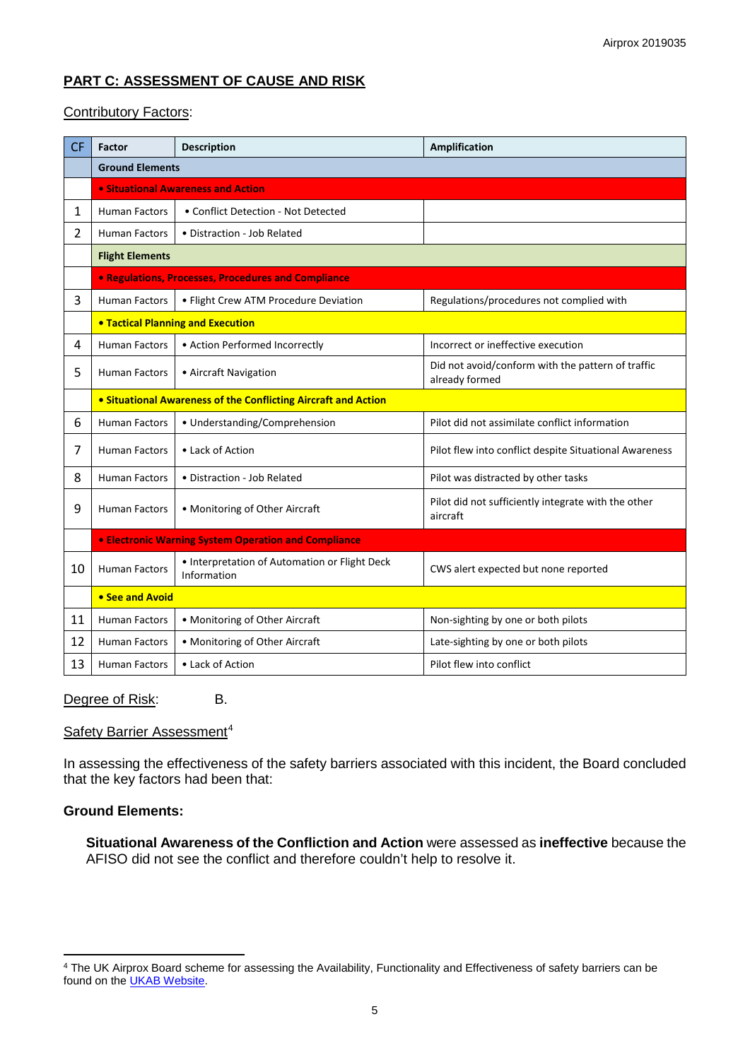## PART C: ASSESSMENT OF CAUSE AND RISK

Contributory Factors:

| CF | Factor | Description | Amplification |
|---|---|---|---|
| | **Ground Elements** | | |
| | **• Situational Awareness and Action** | | |
| 1 | Human Factors | • Conflict Detection - Not Detected | |
| 2 | Human Factors | • Distraction - Job Related | |
| | **Flight Elements** | | |
| | **• Regulations, Processes, Procedures and Compliance** | | |
| 3 | Human Factors | • Flight Crew ATM Procedure Deviation | Regulations/procedures not complied with |
| | **• Tactical Planning and Execution** | | |
| 4 | Human Factors | • Action Performed Incorrectly | Incorrect or ineffective execution |
| 5 | Human Factors | • Aircraft Navigation | Did not avoid/conform with the pattern of traffic already formed |
| | **• Situational Awareness of the Conflicting Aircraft and Action** | | |
| 6 | Human Factors | • Understanding/Comprehension | Pilot did not assimilate conflict information |
| 7 | Human Factors | • Lack of Action | Pilot flew into conflict despite Situational Awareness |
| 8 | Human Factors | • Distraction - Job Related | Pilot was distracted by other tasks |
| 9 | Human Factors | • Monitoring of Other Aircraft | Pilot did not sufficiently integrate with the other aircraft |
| | **• Electronic Warning System Operation and Compliance** | | |
| 10 | Human Factors | • Interpretation of Automation or Flight Deck Information | CWS alert expected but none reported |
| | **• See and Avoid** | | |
| 11 | Human Factors | • Monitoring of Other Aircraft | Non-sighting by one or both pilots |
| 12 | Human Factors | • Monitoring of Other Aircraft | Late-sighting by one or both pilots |
| 13 | Human Factors | • Lack of Action | Pilot flew into conflict |

Degree of Risk: B.

Safety Barrier Assessment[4]

In assessing the effectiveness of the safety barriers associated with this incident, the Board concluded that the key factors had been that:

**Ground Elements:**

**Situational Awareness of the Confliction and Action** were assessed as **ineffective** because the AFISO did not see the conflict and therefore couldn't help to resolve it.

[4] The UK Airprox Board scheme for assessing the Availability, Functionality and Effectiveness of safety barriers can be found on the UKAB Website.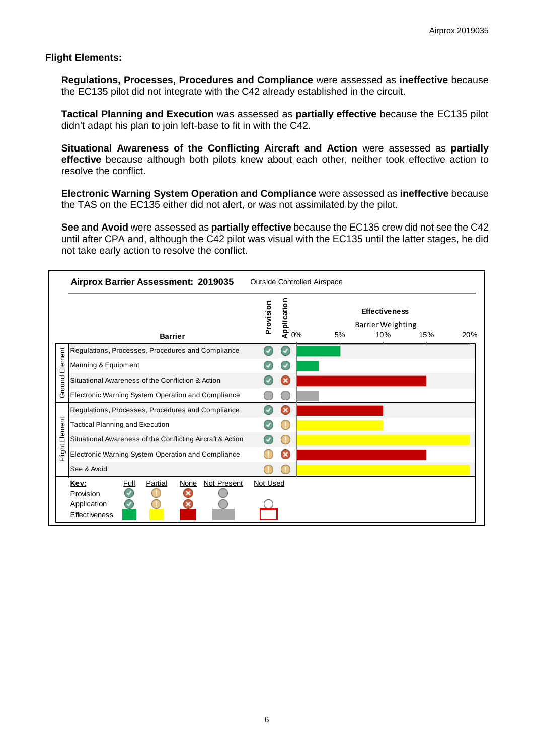**Flight Elements:**

**Regulations, Processes, Procedures and Compliance** were assessed as **ineffective** because the EC135 pilot did not integrate with the C42 already established in the circuit.

**Tactical Planning and Execution** was assessed as **partially effective** because the EC135 pilot didn't adapt his plan to join left-base to fit in with the C42.

**Situational Awareness of the Conflicting Aircraft and Action** were assessed as **partially effective** because although both pilots knew about each other, neither took effective action to resolve the conflict.

**Electronic Warning System Operation and Compliance** were assessed as **ineffective** because the TAS on the EC135 either did not alert, or was not assimilated by the pilot.

**See and Avoid** were assessed as **partially effective** because the EC135 crew did not see the C42 until after CPA and, although the C42 pilot was visual with the EC135 until the latter stages, he did not take early action to resolve the conflict.

**Airprox Barrier Assessment: 2019035** Outside Controlled Airspace

Barrier

Provision

Application

Effectiveness

Barrier Weighting

0% 5% 10% 15% 20%

Ground Element

Regulations, Processes, Procedures and Compliance

Manning & Equipment

Situational Awareness of the Confliction & Action

Electronic Warning System Operation and Compliance

Flight Element

Regulations, Processes, Procedures and Compliance

Tactical Planning and Execution

Situational Awareness of the Conflicting Aircraft & Action

Electronic Warning System Operation and Compliance

See & Avoid

Key: Full Partial None Not Present Not Used

Provision

Application

Effectiveness